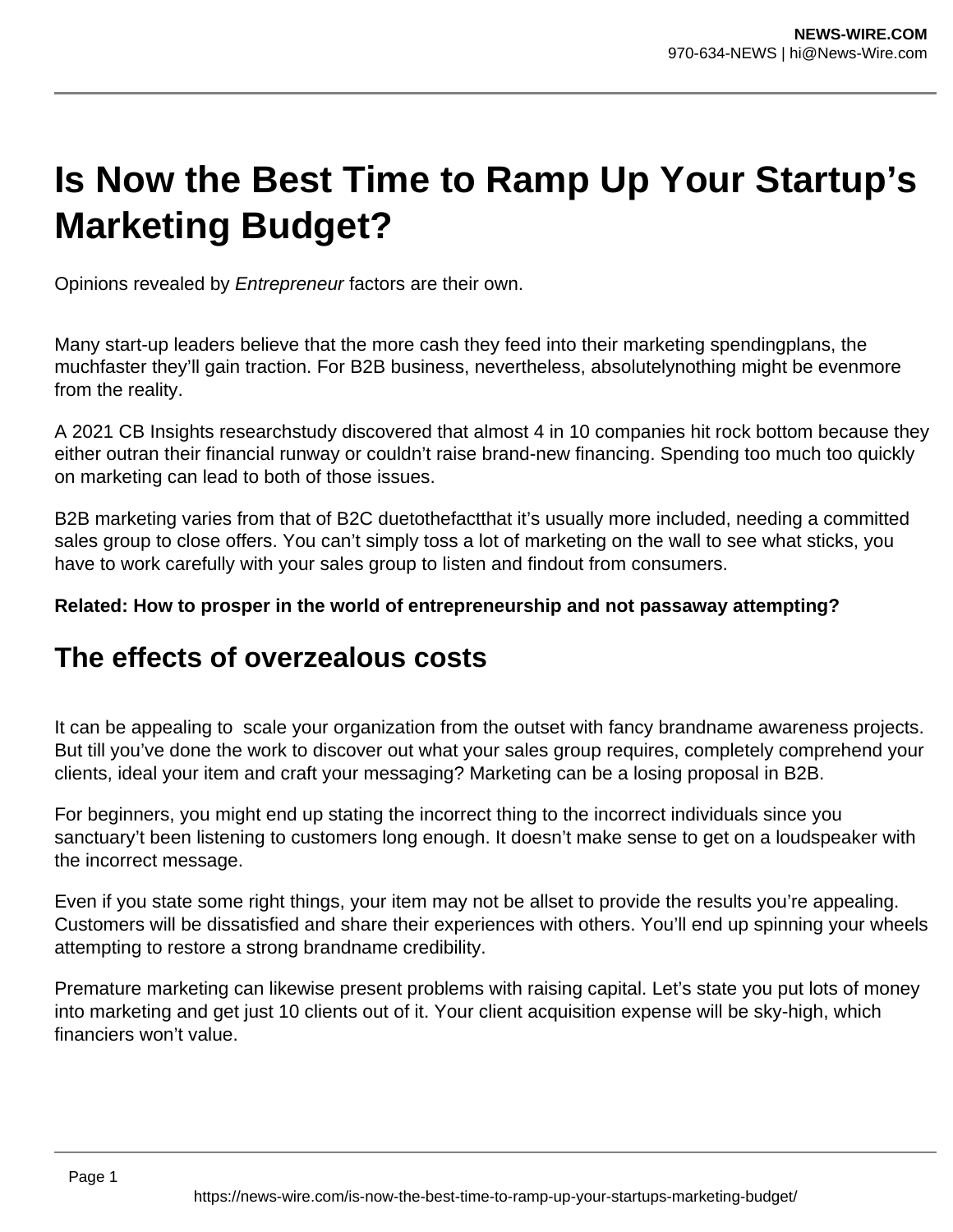# Is Now the Best Time to Ramp Up Your Startup's Marketing Budget?

Opinions revealed by *Entrepreneur* factors are their own.

Many start-up leaders believe that the more cash they feed into their marketing spendingplans, the muchfaster they'll gain traction. For B2B business, nevertheless, absolutelynothing might be evenmore from the reality.

A 2021 CB Insights researchstudy discovered that almost 4 in 10 companies hit rock bottom because they either outran their financial runway or couldn't raise brand-new financing. Spending too much too quickly on marketing can lead to both of those issues.

B2B marketing varies from that of B2C duetothefactthat it's usually more included, needing a committed sales group to close offers. You can't simply toss a lot of marketing on the wall to see what sticks, you have to work carefully with your sales group to listen and findout from consumers.

**Related: How to prosper in the world of entrepreneurship and not passaway attempting?**

## The effects of overzealous costs

It can be appealing to scale your organization from the outset with fancy brandname awareness projects. But till you've done the work to discover out what your sales group requires, completely comprehend your clients, ideal your item and craft your messaging? Marketing can be a losing proposal in B2B.

For beginners, you might end up stating the incorrect thing to the incorrect individuals since you sanctuary't been listening to customers long enough. It doesn't make sense to get on a loudspeaker with the incorrect message.

Even if you state some right things, your item may not be allset to provide the results you're appealing. Customers will be dissatisfied and share their experiences with others. You'll end up spinning your wheels attempting to restore a strong brandname credibility.

Premature marketing can likewise present problems with raising capital. Let's state you put lots of money into marketing and get just 10 clients out of it. Your client acquisition expense will be sky-high, which financiers won't value.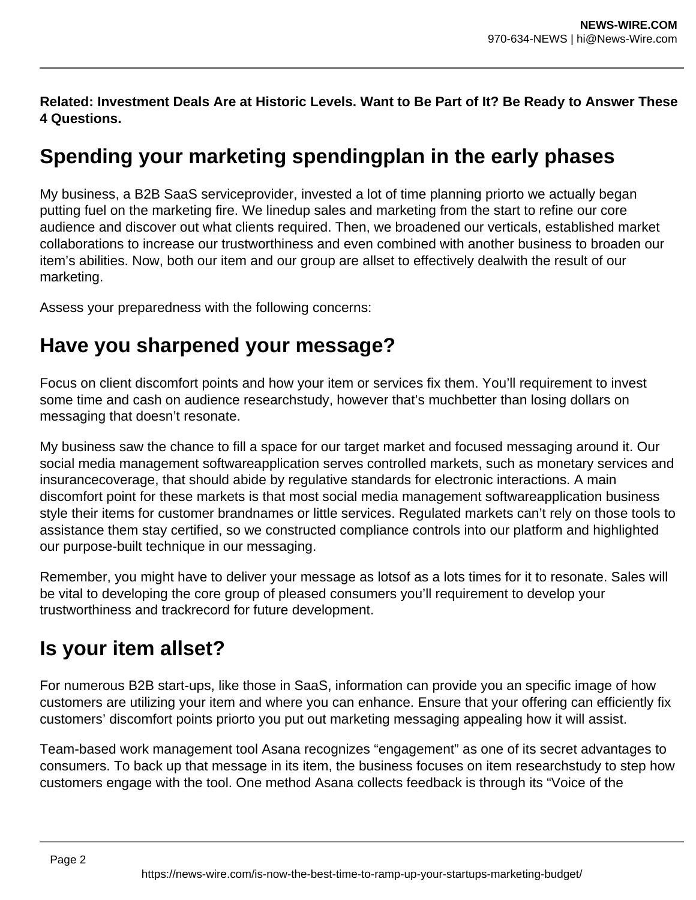**Related: Investment Deals Are at Historic Levels. Want to Be Part of It? Be Ready to Answer These 4 Questions.**

## Spending your marketing spendingplan in the early phases

My business, a B2B SaaS serviceprovider, invested a lot of time planning priorto we actually began putting fuel on the marketing fire. We linedup sales and marketing from the start to refine our core audience and discover out what clients required. Then, we broadened our verticals, established market collaborations to increase our trustworthiness and even combined with another business to broaden our item's abilities. Now, both our item and our group are allset to effectively dealwith the result of our marketing.

Assess your preparedness with the following concerns:

## Have you sharpened your message?

Focus on client discomfort points and how your item or services fix them. You'll requirement to invest some time and cash on audience researchstudy, however that's muchbetter than losing dollars on messaging that doesn't resonate.

My business saw the chance to fill a space for our target market and focused messaging around it. Our social media management softwareapplication serves controlled markets, such as monetary services and insurancecoverage, that should abide by regulative standards for electronic interactions. A main discomfort point for these markets is that most social media management softwareapplication business style their items for customer brandnames or little services. Regulated markets can't rely on those tools to assistance them stay certified, so we constructed compliance controls into our platform and highlighted our purpose-built technique in our messaging.

Remember, you might have to deliver your message as lotsof as a lots times for it to resonate. Sales will be vital to developing the core group of pleased consumers you'll requirement to develop your trustworthiness and trackrecord for future development.

## Is your item allset?

For numerous B2B start-ups, like those in SaaS, information can provide you an specific image of how customers are utilizing your item and where you can enhance. Ensure that your offering can efficiently fix customers' discomfort points priorto you put out marketing messaging appealing how it will assist.

Team-based work management tool Asana recognizes "engagement" as one of its secret advantages to consumers. To back up that message in its item, the business focuses on item researchstudy to step how customers engage with the tool. One method Asana collects feedback is through its "Voice of the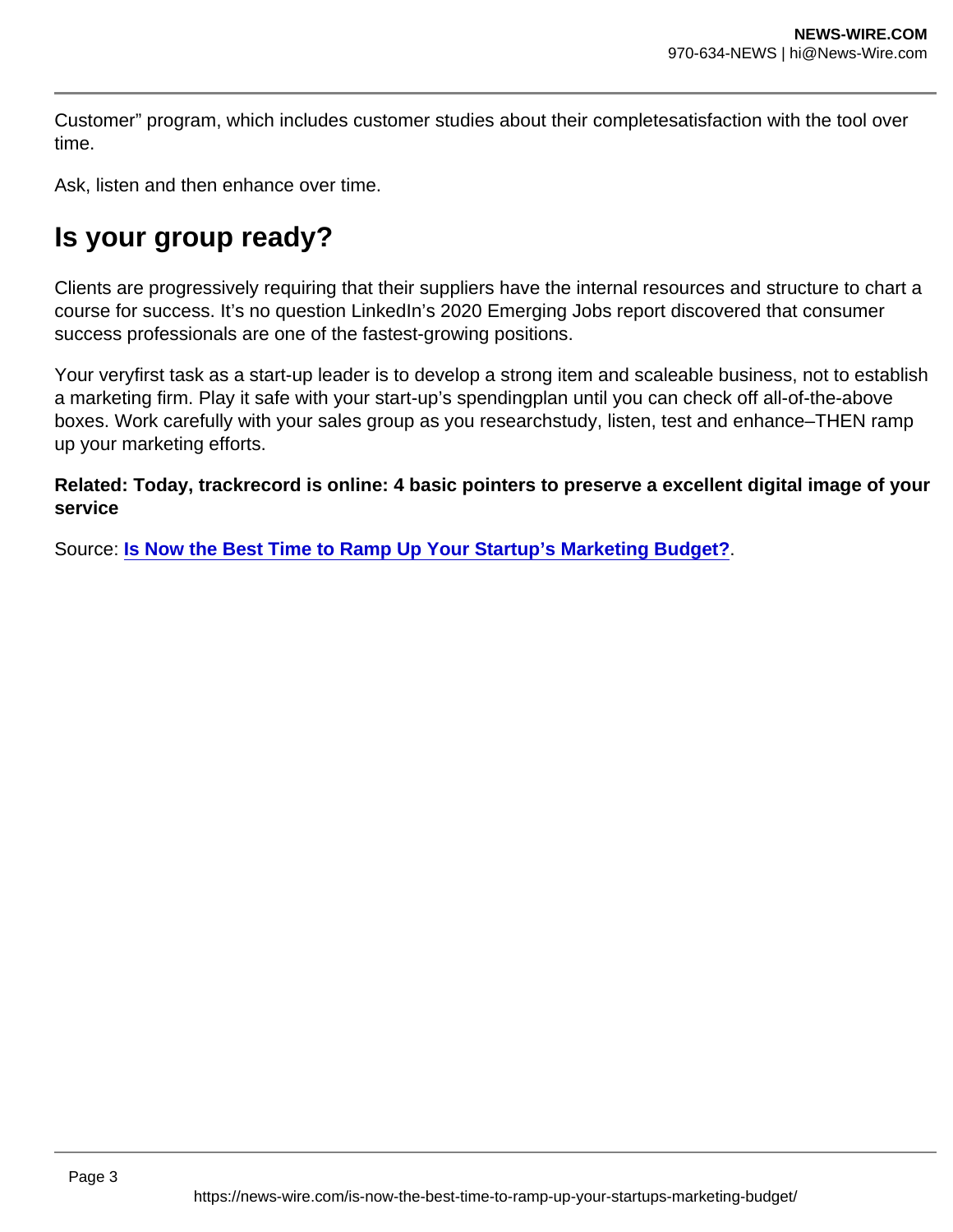Customer" program, which includes customer studies about their completesatisfaction with the tool over time.

Ask, listen and then enhance over time.

## Is your group ready?

Clients are progressively requiring that their suppliers have the internal resources and structure to chart a course for success. It's no question LinkedIn's 2020 Emerging Jobs report discovered that consumer success professionals are one of the fastest-growing positions.

Your veryfirst task as a start-up leader is to develop a strong item and scaleable business, not to establish a marketing firm. Play it safe with your start-up's spendingplan until you can check off all-of-the-above boxes. Work carefully with your sales group as you researchstudy, listen, test and enhance–THEN ramp up your marketing efforts.

**Related: Today, trackrecord is online: 4 basic pointers to preserve a excellent digital image of your service**

Source: [**Is Now the Best Time to Ramp Up Your Startup's Marketing Budget?**](https://news-wire.com/is-now-the-best-time-to-ramp-up-your-startups-marketing-budget/).